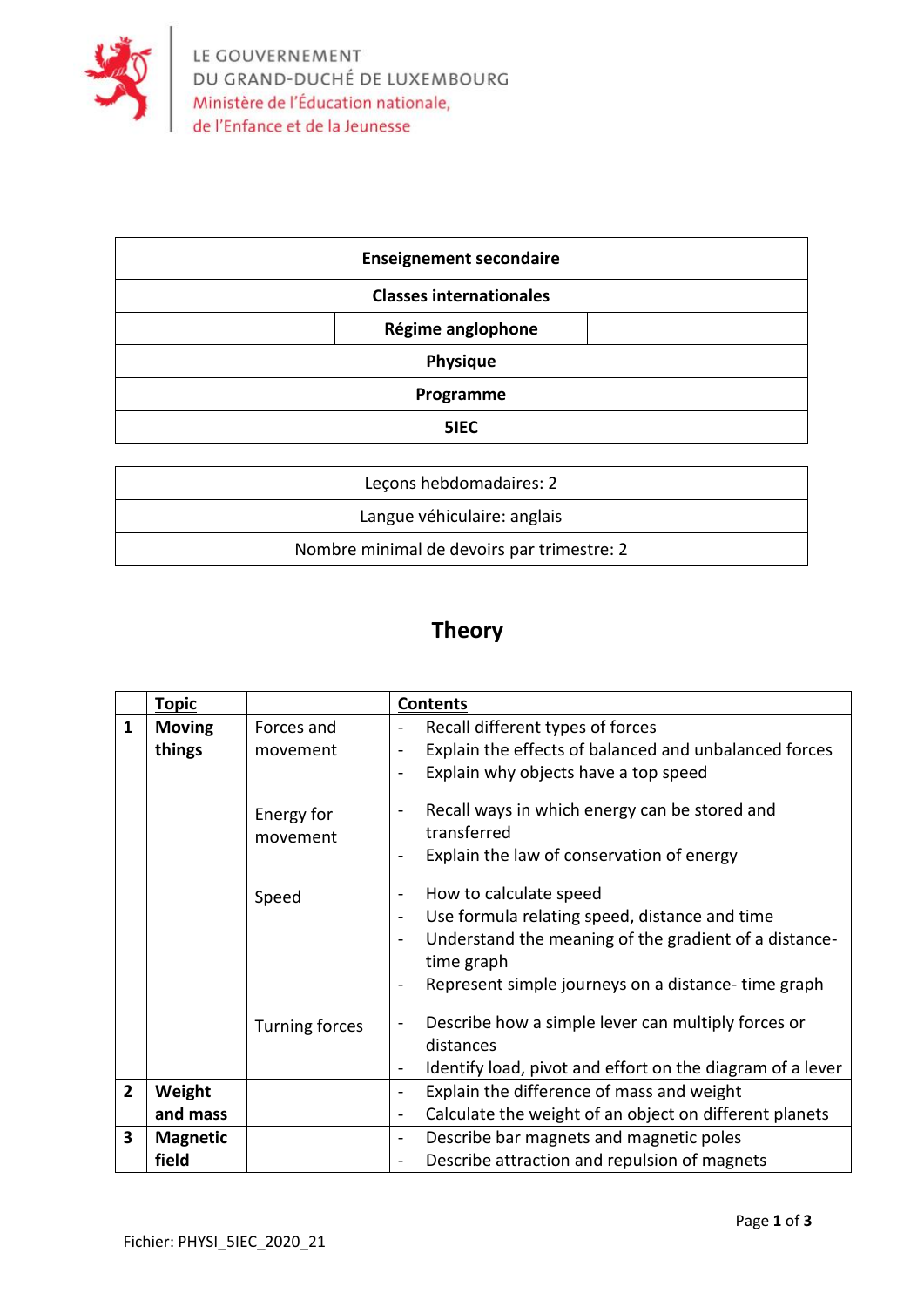LE GOUVERNEMENT
DU GRAND-DUCHÉ DE LUXEMBOURG
Ministère de l'Éducation nationale,
de l'Enfance et de la Jeunesse

| Enseignement secondaire |
|---|
| Classes internationales |
| Régime anglophone |
| Physique |
| Programme |
| 5IEC |

| Leçons hebdomadaires: 2 |
|---|
| Langue véhiculaire: anglais |
| Nombre minimal de devoirs par trimestre: 2 |

# Theory

| | Topic | | Contents |
|---|---|---|---|
| 1 | **Moving things** | Forces and movement | - Recall different types of forces<br>- Explain the effects of balanced and unbalanced forces<br>- Explain why objects have a top speed |
| | | Energy for movement | - Recall ways in which energy can be stored and transferred<br>- Explain the law of conservation of energy |
| | | Speed | - How to calculate speed<br>- Use formula relating speed, distance and time<br>- Understand the meaning of the gradient of a distance-time graph<br>- Represent simple journeys on a distance- time graph |
| | | Turning forces | - Describe how a simple lever can multiply forces or distances<br>- Identify load, pivot and effort on the diagram of a lever |
| 2 | **Weight and mass** | | - Explain the difference of mass and weight<br>- Calculate the weight of an object on different planets |
| 3 | **Magnetic field** | | - Describe bar magnets and magnetic poles<br>- Describe attraction and repulsion of magnets |

Fichier: PHYSI_5IEC_2020_21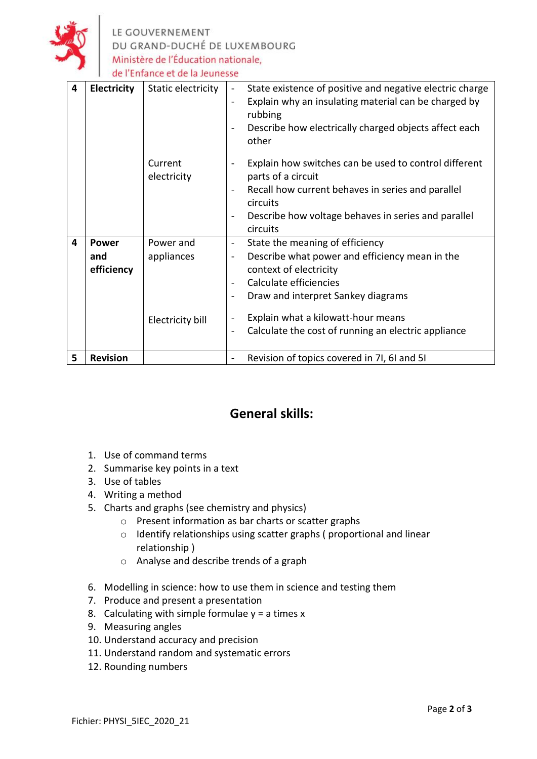| | | | |
|---|---|---|---|
| 4 | **Electricity** | Static electricity | - State existence of positive and negative electric charge<br>- Explain why an insulating material can be charged by rubbing<br>- Describe how electrically charged objects affect each other |
| | | Current electricity | - Explain how switches can be used to control different parts of a circuit<br>- Recall how current behaves in series and parallel circuits<br>- Describe how voltage behaves in series and parallel circuits |
| 4 | **Power and efficiency** | Power and appliances | - State the meaning of efficiency<br>- Describe what power and efficiency mean in the context of electricity<br>- Calculate efficiencies<br>- Draw and interpret Sankey diagrams |
| | | Electricity bill | - Explain what a kilowatt-hour means<br>- Calculate the cost of running an electric appliance |
| 5 | **Revision** | | - Revision of topics covered in 7I, 6I and 5I |

## General skills:

1. Use of command terms
2. Summarise key points in a text
3. Use of tables
4. Writing a method
5. Charts and graphs (see chemistry and physics)
   - Present information as bar charts or scatter graphs
   - Identify relationships using scatter graphs ( proportional and linear relationship )
   - Analyse and describe trends of a graph
6. Modelling in science: how to use them in science and testing them
7. Produce and present a presentation
8. Calculating with simple formulae y = a times x
9. Measuring angles
10. Understand accuracy and precision
11. Understand random and systematic errors
12. Rounding numbers

Fichier: PHYSI_5IEC_2020_21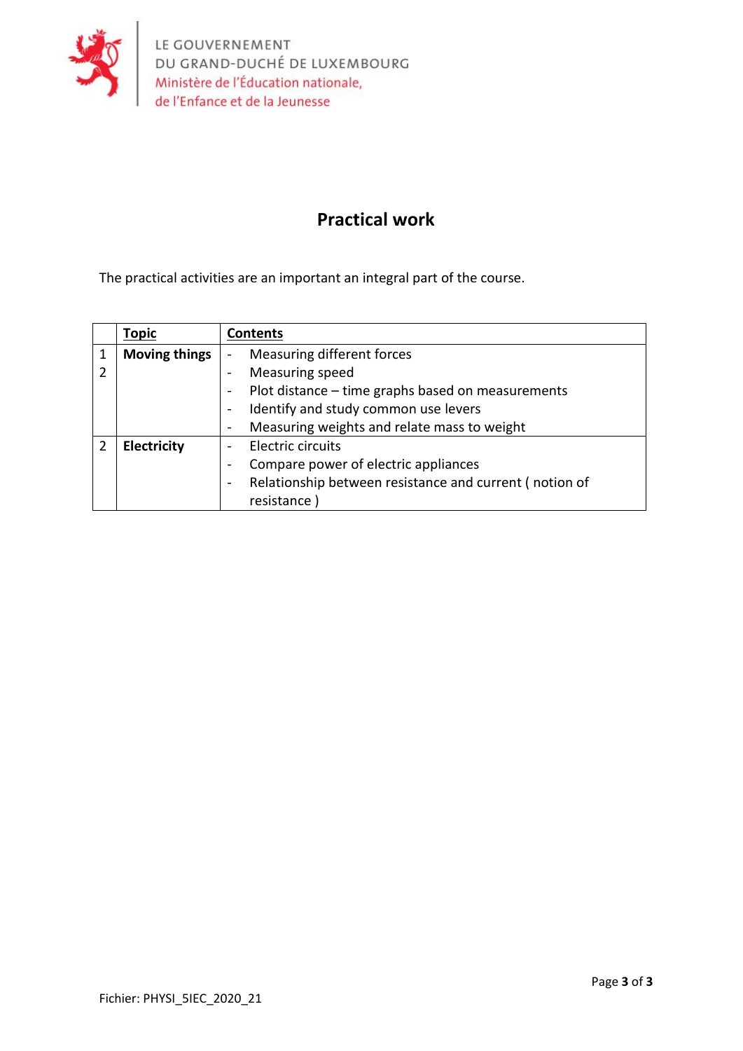LE GOUVERNEMENT
DU GRAND-DUCHÉ DE LUXEMBOURG
Ministère de l'Éducation nationale,
de l'Enfance et de la Jeunesse

# Practical work

The practical activities are an important an integral part of the course.

| | Topic | Contents |
|---|---|---|
| 1<br>2 | **Moving things** | - Measuring different forces<br>- Measuring speed<br>- Plot distance – time graphs based on measurements<br>- Identify and study common use levers<br>- Measuring weights and relate mass to weight |
| 2 | **Electricity** | - Electric circuits<br>- Compare power of electric appliances<br>- Relationship between resistance and current ( notion of resistance ) |

Fichier: PHYSI_5IEC_2020_21